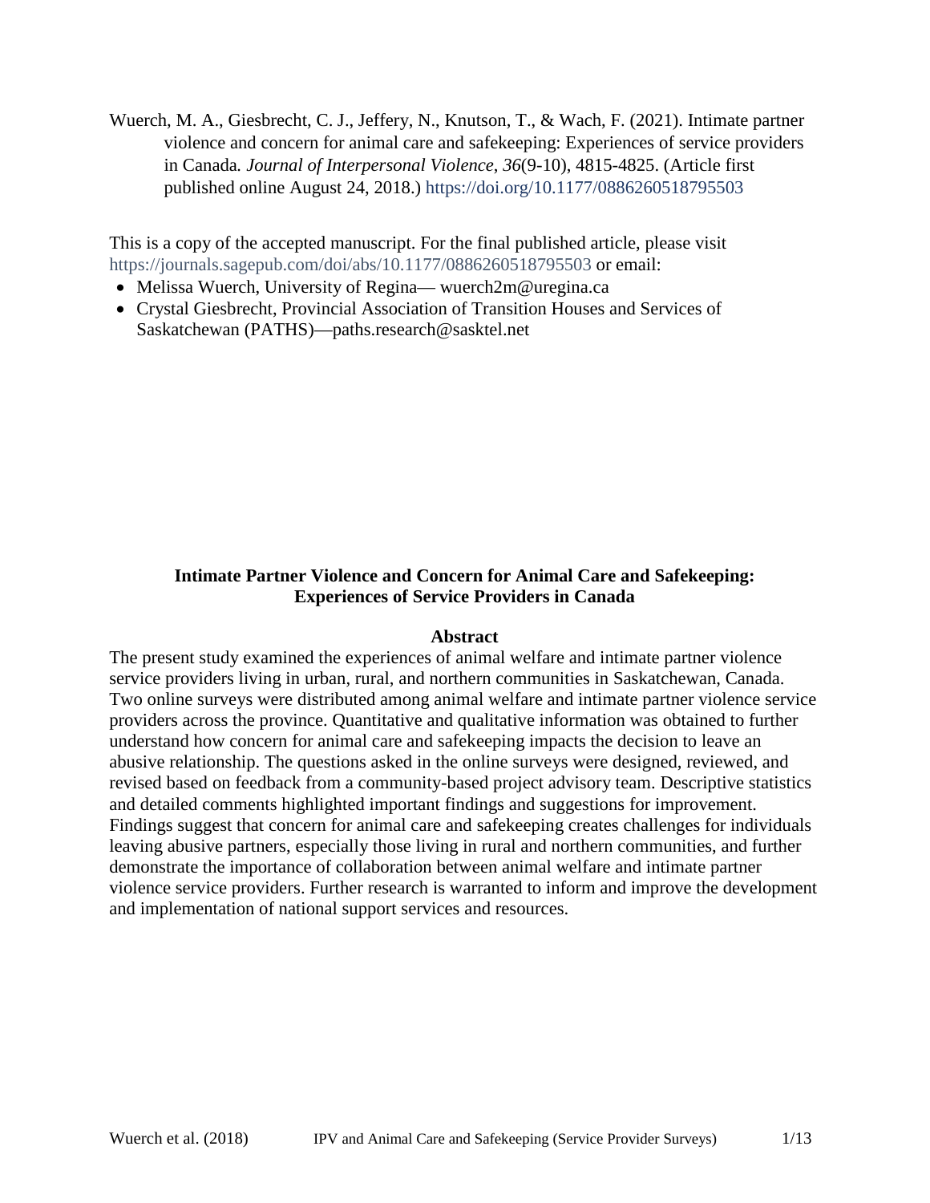Wuerch, M. A., Giesbrecht, C. J., Jeffery, N., Knutson, T., & Wach, F. (2021). Intimate partner violence and concern for animal care and safekeeping: Experiences of service providers in Canada. *Journal of Interpersonal Violence*, *36*(9-10), 4815-4825. (Article first published online August 24, 2018.) https://doi.org/10.1177/0886260518795503

This is a copy of the accepted manuscript. For the final published article, please visit https://journals.sagepub.com/doi/abs/10.1177/0886260518795503 or email:

- Melissa Wuerch, University of Regina— wuerch2m@uregina.ca
- Crystal Giesbrecht, Provincial Association of Transition Houses and Services of Saskatchewan (PATHS)—paths.research@sasktel.net

# Intimate Partner Violence and Concern for Animal Care and Safekeeping: Experiences of Service Providers in Canada

## Abstract

The present study examined the experiences of animal welfare and intimate partner violence service providers living in urban, rural, and northern communities in Saskatchewan, Canada. Two online surveys were distributed among animal welfare and intimate partner violence service providers across the province. Quantitative and qualitative information was obtained to further understand how concern for animal care and safekeeping impacts the decision to leave an abusive relationship. The questions asked in the online surveys were designed, reviewed, and revised based on feedback from a community-based project advisory team. Descriptive statistics and detailed comments highlighted important findings and suggestions for improvement. Findings suggest that concern for animal care and safekeeping creates challenges for individuals leaving abusive partners, especially those living in rural and northern communities, and further demonstrate the importance of collaboration between animal welfare and intimate partner violence service providers. Further research is warranted to inform and improve the development and implementation of national support services and resources.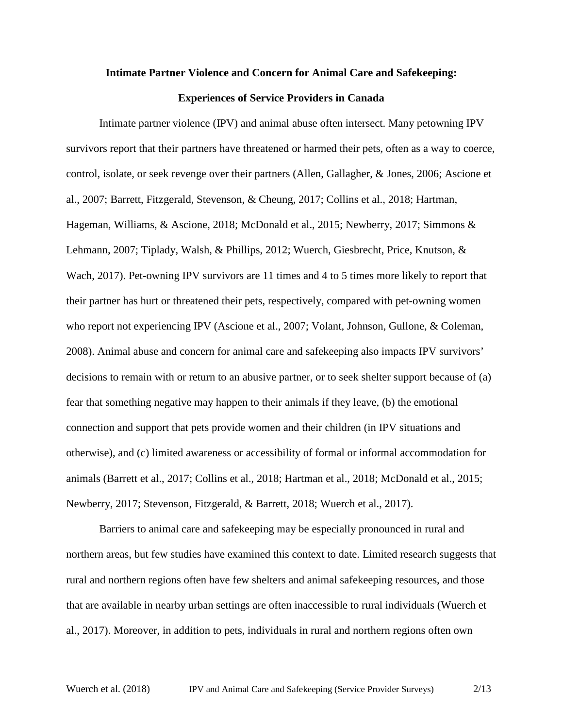**Intimate Partner Violence and Concern for Animal Care and Safekeeping:**

**Experiences of Service Providers in Canada**

Intimate partner violence (IPV) and animal abuse often intersect. Many petowning IPV survivors report that their partners have threatened or harmed their pets, often as a way to coerce, control, isolate, or seek revenge over their partners (Allen, Gallagher, & Jones, 2006; Ascione et al., 2007; Barrett, Fitzgerald, Stevenson, & Cheung, 2017; Collins et al., 2018; Hartman, Hageman, Williams, & Ascione, 2018; McDonald et al., 2015; Newberry, 2017; Simmons & Lehmann, 2007; Tiplady, Walsh, & Phillips, 2012; Wuerch, Giesbrecht, Price, Knutson, & Wach, 2017). Pet-owning IPV survivors are 11 times and 4 to 5 times more likely to report that their partner has hurt or threatened their pets, respectively, compared with pet-owning women who report not experiencing IPV (Ascione et al., 2007; Volant, Johnson, Gullone, & Coleman, 2008). Animal abuse and concern for animal care and safekeeping also impacts IPV survivors' decisions to remain with or return to an abusive partner, or to seek shelter support because of (a) fear that something negative may happen to their animals if they leave, (b) the emotional connection and support that pets provide women and their children (in IPV situations and otherwise), and (c) limited awareness or accessibility of formal or informal accommodation for animals (Barrett et al., 2017; Collins et al., 2018; Hartman et al., 2018; McDonald et al., 2015; Newberry, 2017; Stevenson, Fitzgerald, & Barrett, 2018; Wuerch et al., 2017).

Barriers to animal care and safekeeping may be especially pronounced in rural and northern areas, but few studies have examined this context to date. Limited research suggests that rural and northern regions often have few shelters and animal safekeeping resources, and those that are available in nearby urban settings are often inaccessible to rural individuals (Wuerch et al., 2017). Moreover, in addition to pets, individuals in rural and northern regions often own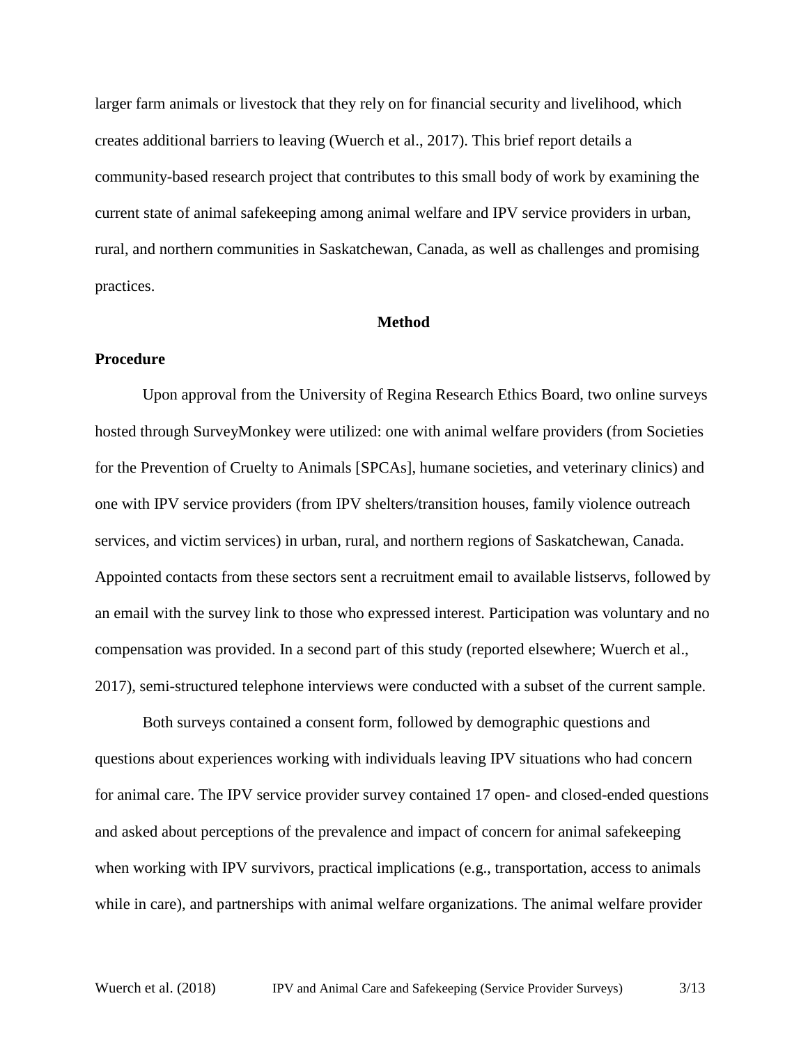larger farm animals or livestock that they rely on for financial security and livelihood, which creates additional barriers to leaving (Wuerch et al., 2017). This brief report details a community-based research project that contributes to this small body of work by examining the current state of animal safekeeping among animal welfare and IPV service providers in urban, rural, and northern communities in Saskatchewan, Canada, as well as challenges and promising practices.

## Method

### Procedure

Upon approval from the University of Regina Research Ethics Board, two online surveys hosted through SurveyMonkey were utilized: one with animal welfare providers (from Societies for the Prevention of Cruelty to Animals [SPCAs], humane societies, and veterinary clinics) and one with IPV service providers (from IPV shelters/transition houses, family violence outreach services, and victim services) in urban, rural, and northern regions of Saskatchewan, Canada. Appointed contacts from these sectors sent a recruitment email to available listservs, followed by an email with the survey link to those who expressed interest. Participation was voluntary and no compensation was provided. In a second part of this study (reported elsewhere; Wuerch et al., 2017), semi-structured telephone interviews were conducted with a subset of the current sample.

Both surveys contained a consent form, followed by demographic questions and questions about experiences working with individuals leaving IPV situations who had concern for animal care. The IPV service provider survey contained 17 open- and closed-ended questions and asked about perceptions of the prevalence and impact of concern for animal safekeeping when working with IPV survivors, practical implications (e.g., transportation, access to animals while in care), and partnerships with animal welfare organizations. The animal welfare provider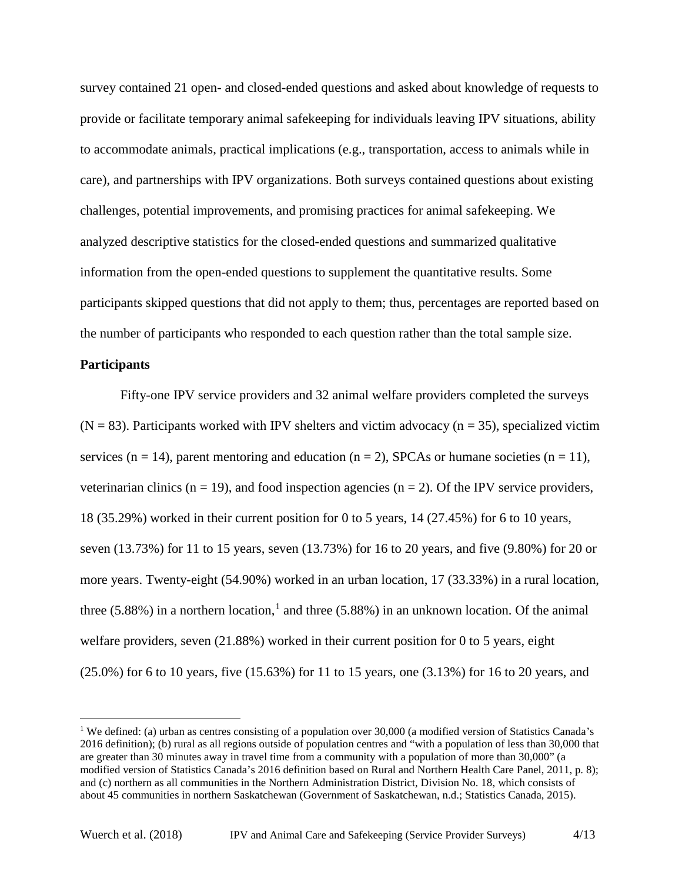survey contained 21 open- and closed-ended questions and asked about knowledge of requests to provide or facilitate temporary animal safekeeping for individuals leaving IPV situations, ability to accommodate animals, practical implications (e.g., transportation, access to animals while in care), and partnerships with IPV organizations. Both surveys contained questions about existing challenges, potential improvements, and promising practices for animal safekeeping. We analyzed descriptive statistics for the closed-ended questions and summarized qualitative information from the open-ended questions to supplement the quantitative results. Some participants skipped questions that did not apply to them; thus, percentages are reported based on the number of participants who responded to each question rather than the total sample size.

**Participants**

Fifty-one IPV service providers and 32 animal welfare providers completed the surveys (N = 83). Participants worked with IPV shelters and victim advocacy (n = 35), specialized victim services (n = 14), parent mentoring and education (n = 2), SPCAs or humane societies (n = 11), veterinarian clinics (n = 19), and food inspection agencies (n = 2). Of the IPV service providers, 18 (35.29%) worked in their current position for 0 to 5 years, 14 (27.45%) for 6 to 10 years, seven (13.73%) for 11 to 15 years, seven (13.73%) for 16 to 20 years, and five (9.80%) for 20 or more years. Twenty-eight (54.90%) worked in an urban location, 17 (33.33%) in a rural location, three (5.88%) in a northern location,[1] and three (5.88%) in an unknown location. Of the animal welfare providers, seven (21.88%) worked in their current position for 0 to 5 years, eight (25.0%) for 6 to 10 years, five (15.63%) for 11 to 15 years, one (3.13%) for 16 to 20 years, and

[1] We defined: (a) urban as centres consisting of a population over 30,000 (a modified version of Statistics Canada's 2016 definition); (b) rural as all regions outside of population centres and "with a population of less than 30,000 that are greater than 30 minutes away in travel time from a community with a population of more than 30,000" (a modified version of Statistics Canada's 2016 definition based on Rural and Northern Health Care Panel, 2011, p. 8); and (c) northern as all communities in the Northern Administration District, Division No. 18, which consists of about 45 communities in northern Saskatchewan (Government of Saskatchewan, n.d.; Statistics Canada, 2015).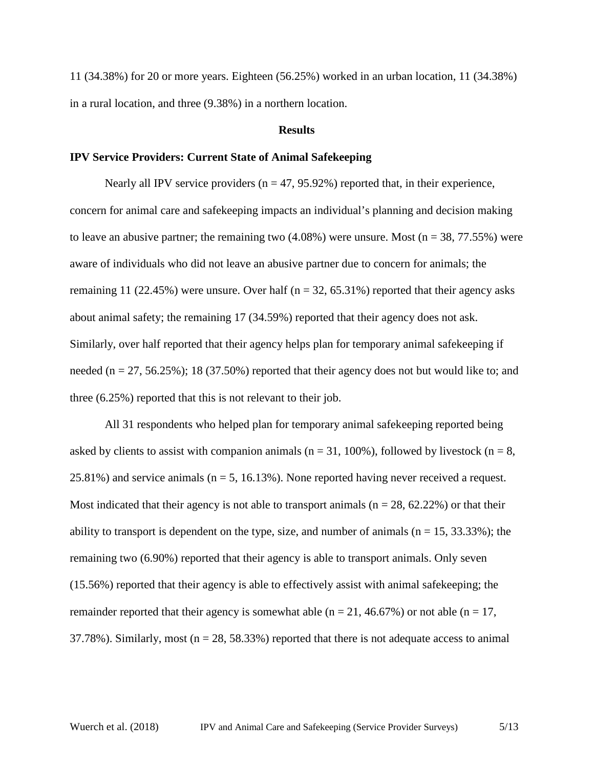11 (34.38%) for 20 or more years. Eighteen (56.25%) worked in an urban location, 11 (34.38%) in a rural location, and three (9.38%) in a northern location.

## Results

### IPV Service Providers: Current State of Animal Safekeeping

Nearly all IPV service providers (n = 47, 95.92%) reported that, in their experience, concern for animal care and safekeeping impacts an individual's planning and decision making to leave an abusive partner; the remaining two (4.08%) were unsure. Most (n = 38, 77.55%) were aware of individuals who did not leave an abusive partner due to concern for animals; the remaining 11 (22.45%) were unsure. Over half (n = 32, 65.31%) reported that their agency asks about animal safety; the remaining 17 (34.59%) reported that their agency does not ask. Similarly, over half reported that their agency helps plan for temporary animal safekeeping if needed (n = 27, 56.25%); 18 (37.50%) reported that their agency does not but would like to; and three (6.25%) reported that this is not relevant to their job.

All 31 respondents who helped plan for temporary animal safekeeping reported being asked by clients to assist with companion animals (n = 31, 100%), followed by livestock (n = 8, 25.81%) and service animals (n = 5, 16.13%). None reported having never received a request. Most indicated that their agency is not able to transport animals (n = 28, 62.22%) or that their ability to transport is dependent on the type, size, and number of animals (n = 15, 33.33%); the remaining two (6.90%) reported that their agency is able to transport animals. Only seven (15.56%) reported that their agency is able to effectively assist with animal safekeeping; the remainder reported that their agency is somewhat able (n = 21, 46.67%) or not able (n = 17, 37.78%). Similarly, most (n = 28, 58.33%) reported that there is not adequate access to animal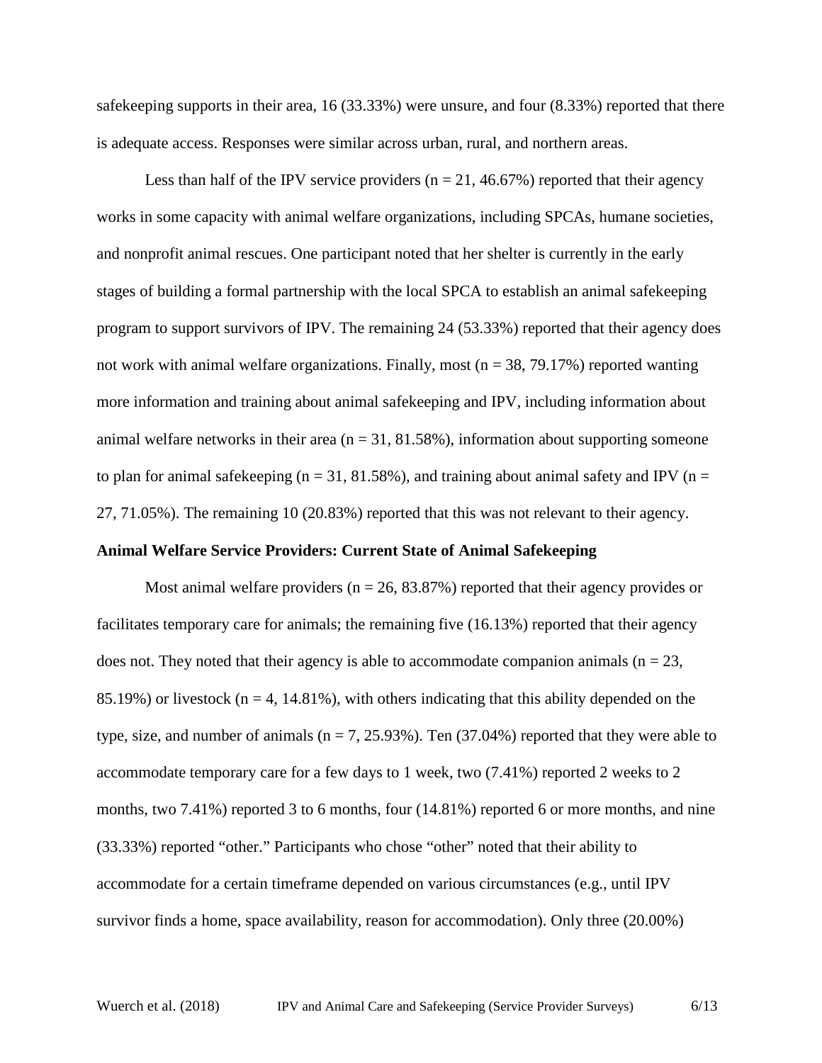safekeeping supports in their area, 16 (33.33%) were unsure, and four (8.33%) reported that there is adequate access. Responses were similar across urban, rural, and northern areas.

Less than half of the IPV service providers (n = 21, 46.67%) reported that their agency works in some capacity with animal welfare organizations, including SPCAs, humane societies, and nonprofit animal rescues. One participant noted that her shelter is currently in the early stages of building a formal partnership with the local SPCA to establish an animal safekeeping program to support survivors of IPV. The remaining 24 (53.33%) reported that their agency does not work with animal welfare organizations. Finally, most (n = 38, 79.17%) reported wanting more information and training about animal safekeeping and IPV, including information about animal welfare networks in their area (n = 31, 81.58%), information about supporting someone to plan for animal safekeeping (n = 31, 81.58%), and training about animal safety and IPV (n = 27, 71.05%). The remaining 10 (20.83%) reported that this was not relevant to their agency.

**Animal Welfare Service Providers: Current State of Animal Safekeeping**

Most animal welfare providers (n = 26, 83.87%) reported that their agency provides or facilitates temporary care for animals; the remaining five (16.13%) reported that their agency does not. They noted that their agency is able to accommodate companion animals (n = 23, 85.19%) or livestock (n = 4, 14.81%), with others indicating that this ability depended on the type, size, and number of animals (n = 7, 25.93%). Ten (37.04%) reported that they were able to accommodate temporary care for a few days to 1 week, two (7.41%) reported 2 weeks to 2 months, two 7.41%) reported 3 to 6 months, four (14.81%) reported 6 or more months, and nine (33.33%) reported "other." Participants who chose "other" noted that their ability to accommodate for a certain timeframe depended on various circumstances (e.g., until IPV survivor finds a home, space availability, reason for accommodation). Only three (20.00%)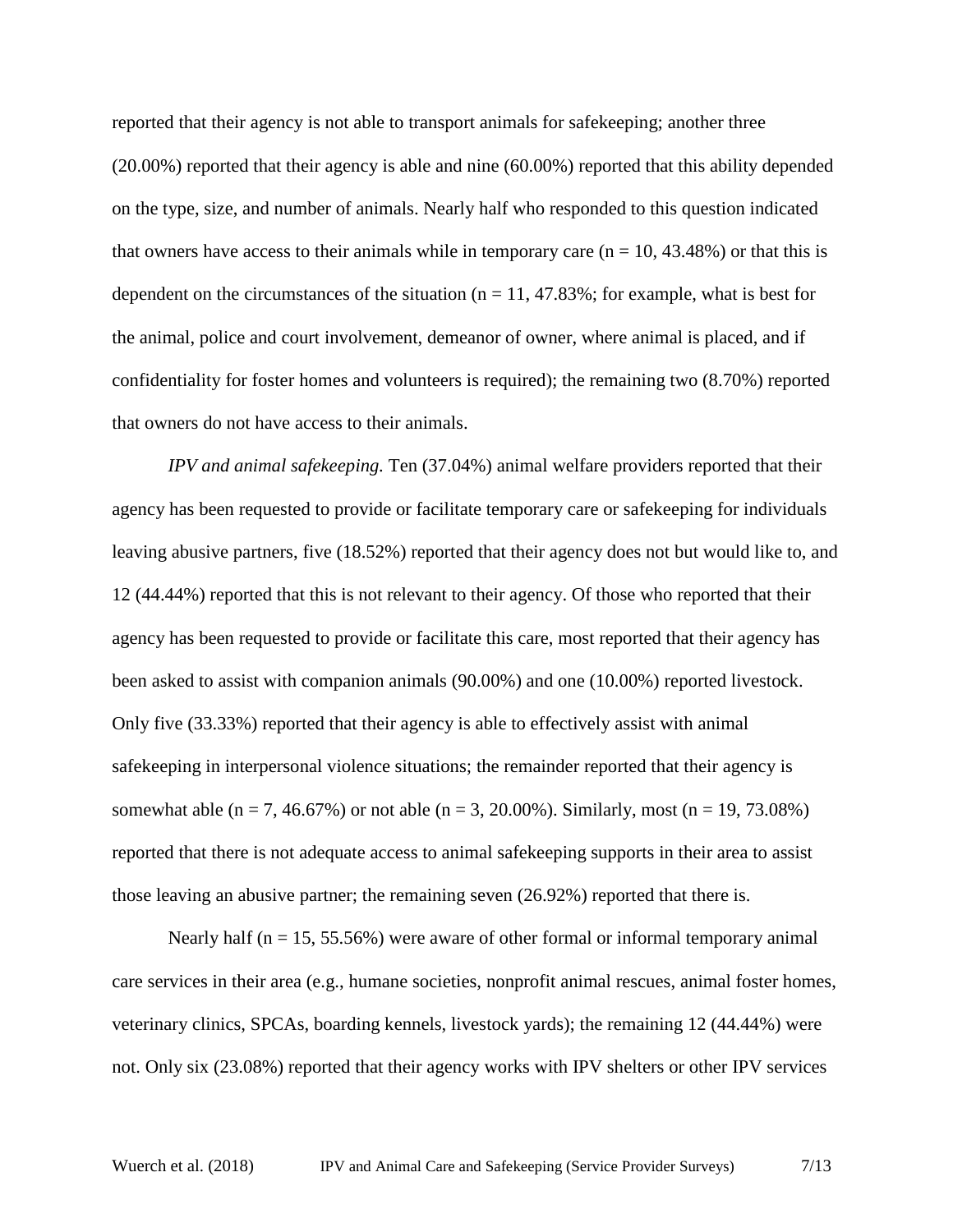reported that their agency is not able to transport animals for safekeeping; another three (20.00%) reported that their agency is able and nine (60.00%) reported that this ability depended on the type, size, and number of animals. Nearly half who responded to this question indicated that owners have access to their animals while in temporary care (n = 10, 43.48%) or that this is dependent on the circumstances of the situation (n = 11, 47.83%; for example, what is best for the animal, police and court involvement, demeanor of owner, where animal is placed, and if confidentiality for foster homes and volunteers is required); the remaining two (8.70%) reported that owners do not have access to their animals.

*IPV and animal safekeeping.* Ten (37.04%) animal welfare providers reported that their agency has been requested to provide or facilitate temporary care or safekeeping for individuals leaving abusive partners, five (18.52%) reported that their agency does not but would like to, and 12 (44.44%) reported that this is not relevant to their agency. Of those who reported that their agency has been requested to provide or facilitate this care, most reported that their agency has been asked to assist with companion animals (90.00%) and one (10.00%) reported livestock. Only five (33.33%) reported that their agency is able to effectively assist with animal safekeeping in interpersonal violence situations; the remainder reported that their agency is somewhat able (n = 7, 46.67%) or not able (n = 3, 20.00%). Similarly, most (n = 19, 73.08%) reported that there is not adequate access to animal safekeeping supports in their area to assist those leaving an abusive partner; the remaining seven (26.92%) reported that there is.

Nearly half (n = 15, 55.56%) were aware of other formal or informal temporary animal care services in their area (e.g., humane societies, nonprofit animal rescues, animal foster homes, veterinary clinics, SPCAs, boarding kennels, livestock yards); the remaining 12 (44.44%) were not. Only six (23.08%) reported that their agency works with IPV shelters or other IPV services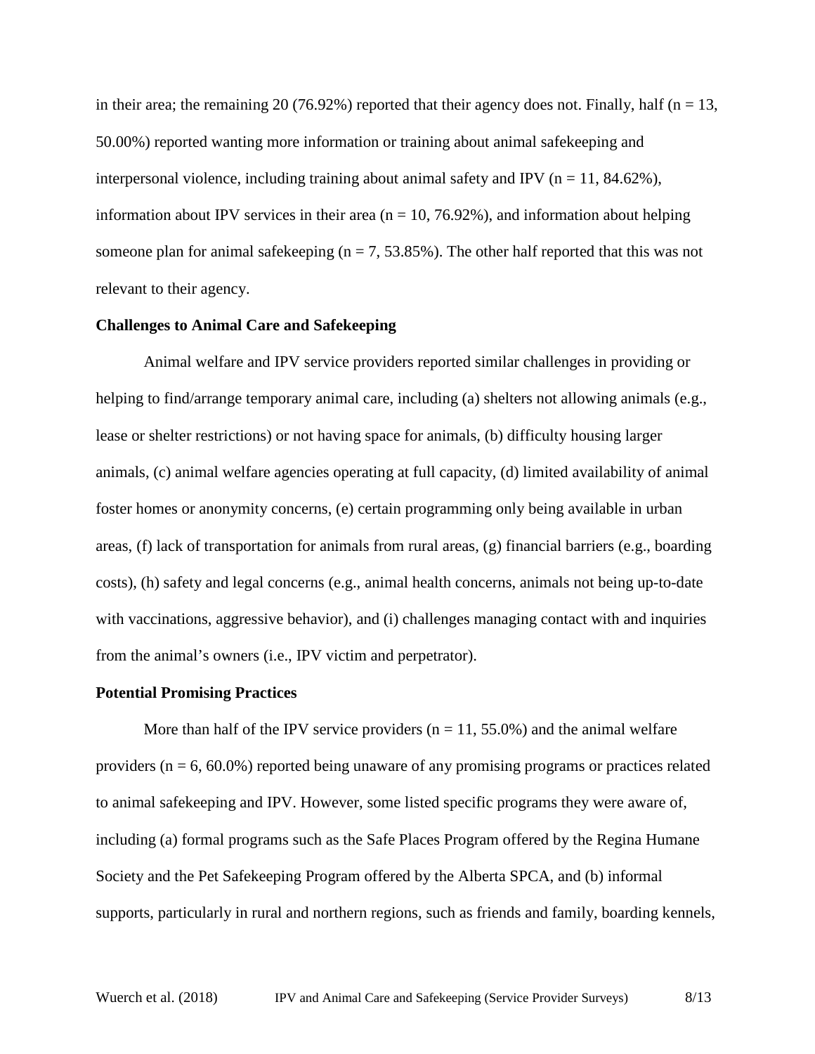in their area; the remaining 20 (76.92%) reported that their agency does not. Finally, half (n = 13, 50.00%) reported wanting more information or training about animal safekeeping and interpersonal violence, including training about animal safety and IPV (n = 11, 84.62%), information about IPV services in their area (n = 10, 76.92%), and information about helping someone plan for animal safekeeping (n = 7, 53.85%). The other half reported that this was not relevant to their agency.

### Challenges to Animal Care and Safekeeping

Animal welfare and IPV service providers reported similar challenges in providing or helping to find/arrange temporary animal care, including (a) shelters not allowing animals (e.g., lease or shelter restrictions) or not having space for animals, (b) difficulty housing larger animals, (c) animal welfare agencies operating at full capacity, (d) limited availability of animal foster homes or anonymity concerns, (e) certain programming only being available in urban areas, (f) lack of transportation for animals from rural areas, (g) financial barriers (e.g., boarding costs), (h) safety and legal concerns (e.g., animal health concerns, animals not being up-to-date with vaccinations, aggressive behavior), and (i) challenges managing contact with and inquiries from the animal's owners (i.e., IPV victim and perpetrator).

### Potential Promising Practices

More than half of the IPV service providers (n = 11, 55.0%) and the animal welfare providers (n = 6, 60.0%) reported being unaware of any promising programs or practices related to animal safekeeping and IPV. However, some listed specific programs they were aware of, including (a) formal programs such as the Safe Places Program offered by the Regina Humane Society and the Pet Safekeeping Program offered by the Alberta SPCA, and (b) informal supports, particularly in rural and northern regions, such as friends and family, boarding kennels,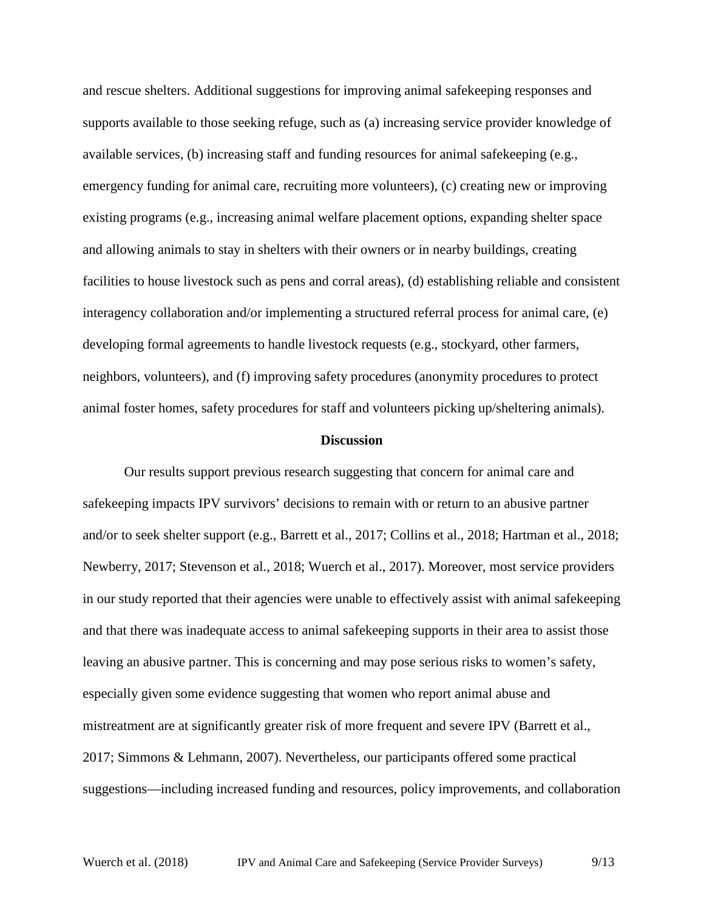and rescue shelters. Additional suggestions for improving animal safekeeping responses and supports available to those seeking refuge, such as (a) increasing service provider knowledge of available services, (b) increasing staff and funding resources for animal safekeeping (e.g., emergency funding for animal care, recruiting more volunteers), (c) creating new or improving existing programs (e.g., increasing animal welfare placement options, expanding shelter space and allowing animals to stay in shelters with their owners or in nearby buildings, creating facilities to house livestock such as pens and corral areas), (d) establishing reliable and consistent interagency collaboration and/or implementing a structured referral process for animal care, (e) developing formal agreements to handle livestock requests (e.g., stockyard, other farmers, neighbors, volunteers), and (f) improving safety procedures (anonymity procedures to protect animal foster homes, safety procedures for staff and volunteers picking up/sheltering animals).

## Discussion

Our results support previous research suggesting that concern for animal care and safekeeping impacts IPV survivors' decisions to remain with or return to an abusive partner and/or to seek shelter support (e.g., Barrett et al., 2017; Collins et al., 2018; Hartman et al., 2018; Newberry, 2017; Stevenson et al., 2018; Wuerch et al., 2017). Moreover, most service providers in our study reported that their agencies were unable to effectively assist with animal safekeeping and that there was inadequate access to animal safekeeping supports in their area to assist those leaving an abusive partner. This is concerning and may pose serious risks to women's safety, especially given some evidence suggesting that women who report animal abuse and mistreatment are at significantly greater risk of more frequent and severe IPV (Barrett et al., 2017; Simmons & Lehmann, 2007). Nevertheless, our participants offered some practical suggestions—including increased funding and resources, policy improvements, and collaboration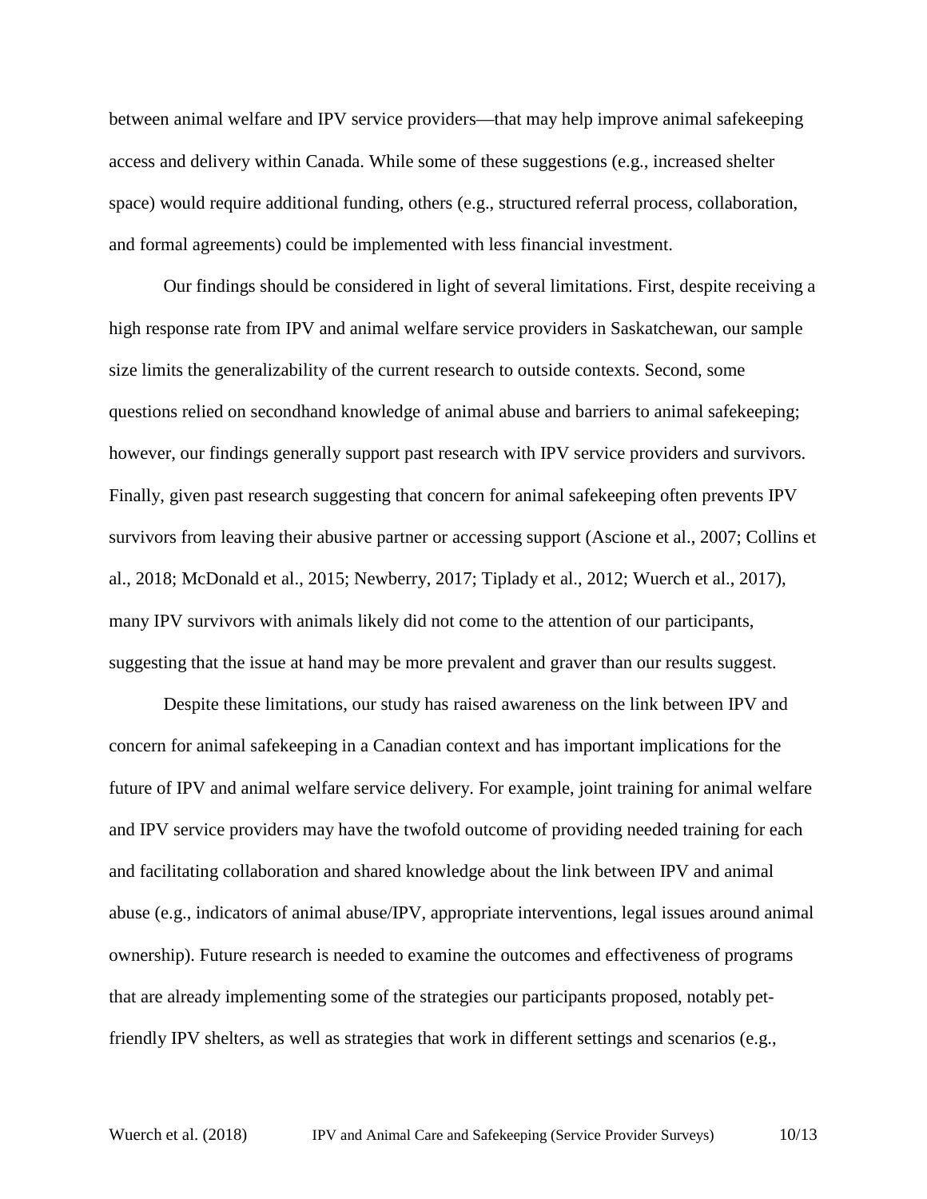between animal welfare and IPV service providers—that may help improve animal safekeeping access and delivery within Canada. While some of these suggestions (e.g., increased shelter space) would require additional funding, others (e.g., structured referral process, collaboration, and formal agreements) could be implemented with less financial investment.

Our findings should be considered in light of several limitations. First, despite receiving a high response rate from IPV and animal welfare service providers in Saskatchewan, our sample size limits the generalizability of the current research to outside contexts. Second, some questions relied on secondhand knowledge of animal abuse and barriers to animal safekeeping; however, our findings generally support past research with IPV service providers and survivors. Finally, given past research suggesting that concern for animal safekeeping often prevents IPV survivors from leaving their abusive partner or accessing support (Ascione et al., 2007; Collins et al., 2018; McDonald et al., 2015; Newberry, 2017; Tiplady et al., 2012; Wuerch et al., 2017), many IPV survivors with animals likely did not come to the attention of our participants, suggesting that the issue at hand may be more prevalent and graver than our results suggest.

Despite these limitations, our study has raised awareness on the link between IPV and concern for animal safekeeping in a Canadian context and has important implications for the future of IPV and animal welfare service delivery. For example, joint training for animal welfare and IPV service providers may have the twofold outcome of providing needed training for each and facilitating collaboration and shared knowledge about the link between IPV and animal abuse (e.g., indicators of animal abuse/IPV, appropriate interventions, legal issues around animal ownership). Future research is needed to examine the outcomes and effectiveness of programs that are already implementing some of the strategies our participants proposed, notably pet-friendly IPV shelters, as well as strategies that work in different settings and scenarios (e.g.,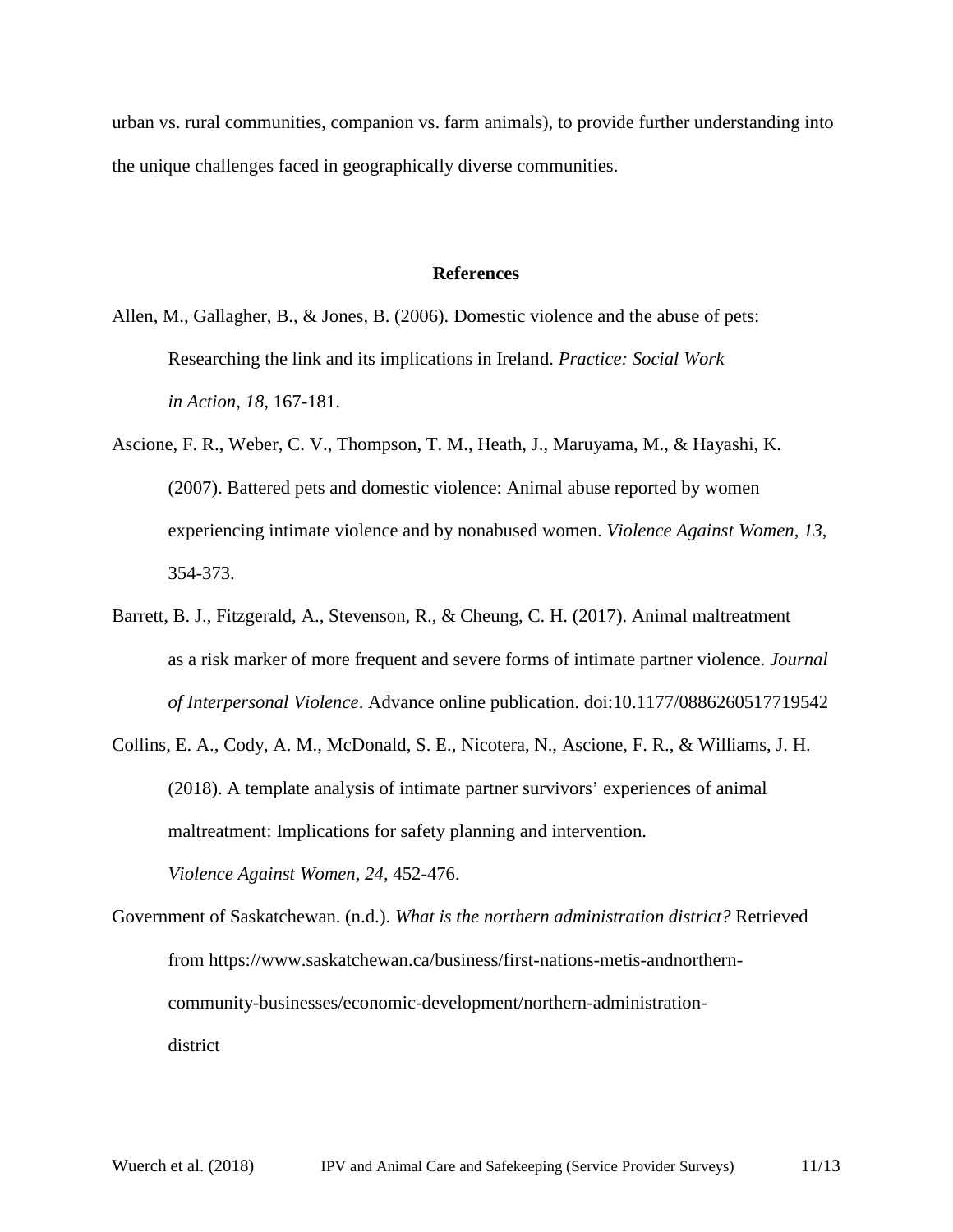urban vs. rural communities, companion vs. farm animals), to provide further understanding into the unique challenges faced in geographically diverse communities.

## References

Allen, M., Gallagher, B., & Jones, B. (2006). Domestic violence and the abuse of pets: Researching the link and its implications in Ireland. *Practice: Social Work in Action, 18*, 167-181.

Ascione, F. R., Weber, C. V., Thompson, T. M., Heath, J., Maruyama, M., & Hayashi, K. (2007). Battered pets and domestic violence: Animal abuse reported by women experiencing intimate violence and by nonabused women. *Violence Against Women, 13*, 354-373.

Barrett, B. J., Fitzgerald, A., Stevenson, R., & Cheung, C. H. (2017). Animal maltreatment as a risk marker of more frequent and severe forms of intimate partner violence. *Journal of Interpersonal Violence*. Advance online publication. doi:10.1177/0886260517719542

Collins, E. A., Cody, A. M., McDonald, S. E., Nicotera, N., Ascione, F. R., & Williams, J. H. (2018). A template analysis of intimate partner survivors' experiences of animal maltreatment: Implications for safety planning and intervention. *Violence Against Women, 24*, 452-476.

Government of Saskatchewan. (n.d.). *What is the northern administration district?* Retrieved from https://www.saskatchewan.ca/business/first-nations-metis-andnorthern-community-businesses/economic-development/northern-administration-district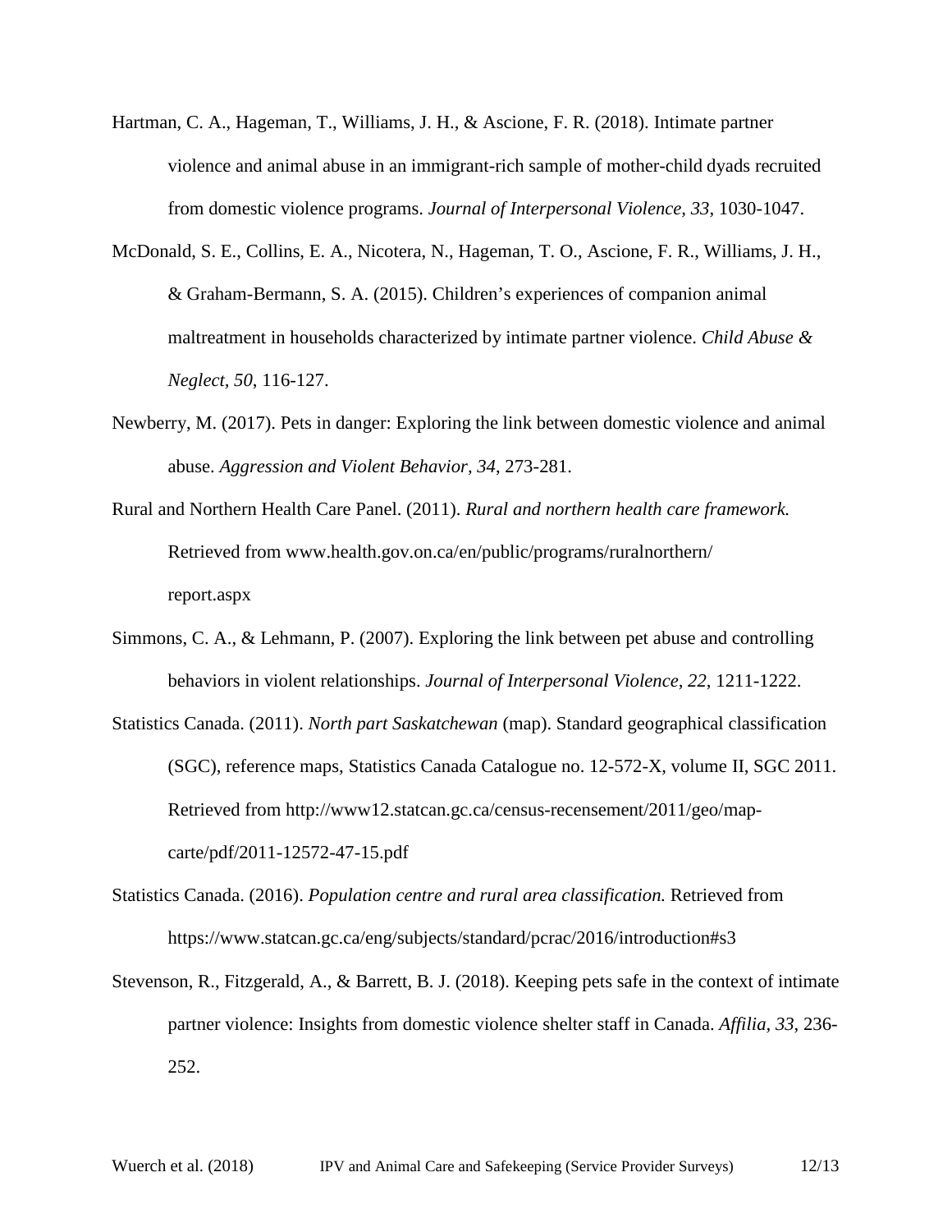Hartman, C. A., Hageman, T., Williams, J. H., & Ascione, F. R. (2018). Intimate partner violence and animal abuse in an immigrant-rich sample of mother-child dyads recruited from domestic violence programs. *Journal of Interpersonal Violence, 33*, 1030-1047.

McDonald, S. E., Collins, E. A., Nicotera, N., Hageman, T. O., Ascione, F. R., Williams, J. H., & Graham-Bermann, S. A. (2015). Children's experiences of companion animal maltreatment in households characterized by intimate partner violence. *Child Abuse & Neglect, 50*, 116-127.

Newberry, M. (2017). Pets in danger: Exploring the link between domestic violence and animal abuse. *Aggression and Violent Behavior, 34*, 273-281.

Rural and Northern Health Care Panel. (2011). *Rural and northern health care framework.* Retrieved from www.health.gov.on.ca/en/public/programs/ruralnorthern/report.aspx

Simmons, C. A., & Lehmann, P. (2007). Exploring the link between pet abuse and controlling behaviors in violent relationships. *Journal of Interpersonal Violence, 22*, 1211-1222.

Statistics Canada. (2011). *North part Saskatchewan* (map). Standard geographical classification (SGC), reference maps, Statistics Canada Catalogue no. 12-572-X, volume II, SGC 2011. Retrieved from http://www12.statcan.gc.ca/census-recensement/2011/geo/map-carte/pdf/2011-12572-47-15.pdf

Statistics Canada. (2016). *Population centre and rural area classification.* Retrieved from https://www.statcan.gc.ca/eng/subjects/standard/pcrac/2016/introduction#s3

Stevenson, R., Fitzgerald, A., & Barrett, B. J. (2018). Keeping pets safe in the context of intimate partner violence: Insights from domestic violence shelter staff in Canada. *Affilia, 33*, 236-252.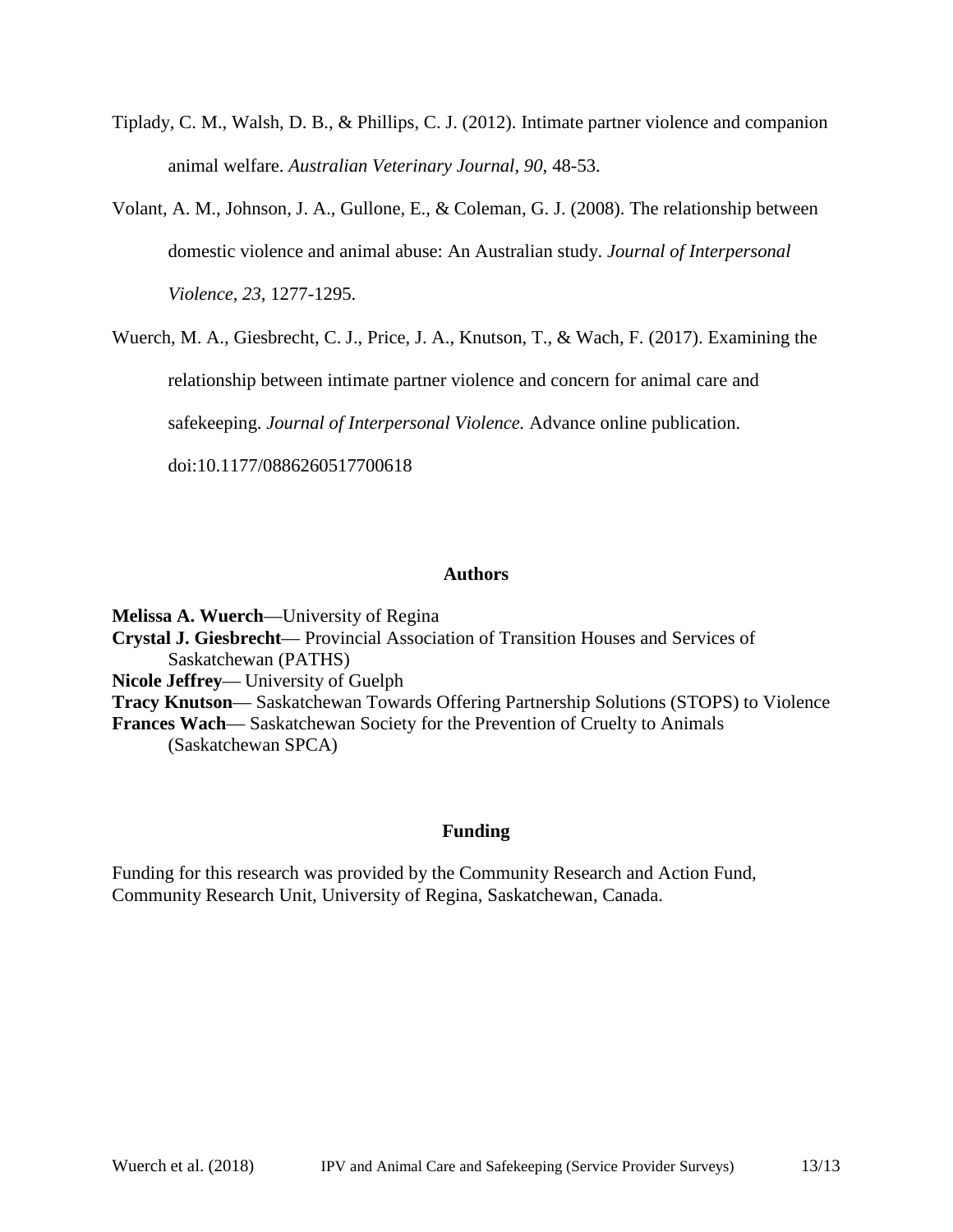Tiplady, C. M., Walsh, D. B., & Phillips, C. J. (2012). Intimate partner violence and companion animal welfare. *Australian Veterinary Journal*, *90*, 48-53.

Volant, A. M., Johnson, J. A., Gullone, E., & Coleman, G. J. (2008). The relationship between domestic violence and animal abuse: An Australian study. *Journal of Interpersonal Violence, 23*, 1277-1295.

Wuerch, M. A., Giesbrecht, C. J., Price, J. A., Knutson, T., & Wach, F. (2017). Examining the relationship between intimate partner violence and concern for animal care and safekeeping. *Journal of Interpersonal Violence.* Advance online publication. doi:10.1177/0886260517700618

## Authors

**Melissa A. Wuerch**—University of Regina
**Crystal J. Giesbrecht**— Provincial Association of Transition Houses and Services of Saskatchewan (PATHS)
**Nicole Jeffrey**— University of Guelph
**Tracy Knutson**— Saskatchewan Towards Offering Partnership Solutions (STOPS) to Violence
**Frances Wach**— Saskatchewan Society for the Prevention of Cruelty to Animals (Saskatchewan SPCA)

## Funding

Funding for this research was provided by the Community Research and Action Fund, Community Research Unit, University of Regina, Saskatchewan, Canada.